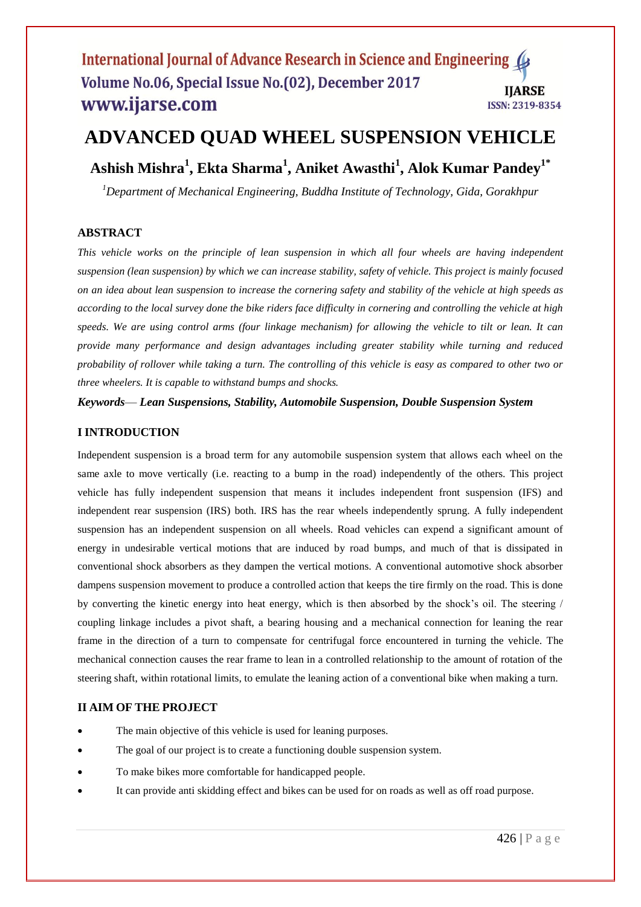# ADVANCED QUAD WHEEL SUSPENSION VEHICLE

**Ashish Mishra[1], Ekta Sharma[1], Aniket Awasthi[1], Alok Kumar Pandey[1*]**

*[1]Department of Mechanical Engineering, Buddha Institute of Technology, Gida, Gorakhpur*

## ABSTRACT

*This vehicle works on the principle of lean suspension in which all four wheels are having independent suspension (lean suspension) by which we can increase stability, safety of vehicle. This project is mainly focused on an idea about lean suspension to increase the cornering safety and stability of the vehicle at high speeds as according to the local survey done the bike riders face difficulty in cornering and controlling the vehicle at high speeds. We are using control arms (four linkage mechanism) for allowing the vehicle to tilt or lean. It can provide many performance and design advantages including greater stability while turning and reduced probability of rollover while taking a turn. The controlling of this vehicle is easy as compared to other two or three wheelers. It is capable to withstand bumps and shocks.*

***Keywords***— ***Lean Suspensions, Stability, Automobile Suspension, Double Suspension System***

## I INTRODUCTION

Independent suspension is a broad term for any automobile suspension system that allows each wheel on the same axle to move vertically (i.e. reacting to a bump in the road) independently of the others. This project vehicle has fully independent suspension that means it includes independent front suspension (IFS) and independent rear suspension (IRS) both. IRS has the rear wheels independently sprung. A fully independent suspension has an independent suspension on all wheels. Road vehicles can expend a significant amount of energy in undesirable vertical motions that are induced by road bumps, and much of that is dissipated in conventional shock absorbers as they dampen the vertical motions. A conventional automotive shock absorber dampens suspension movement to produce a controlled action that keeps the tire firmly on the road. This is done by converting the kinetic energy into heat energy, which is then absorbed by the shock's oil. The steering / coupling linkage includes a pivot shaft, a bearing housing and a mechanical connection for leaning the rear frame in the direction of a turn to compensate for centrifugal force encountered in turning the vehicle. The mechanical connection causes the rear frame to lean in a controlled relationship to the amount of rotation of the steering shaft, within rotational limits, to emulate the leaning action of a conventional bike when making a turn.

## II AIM OF THE PROJECT

- The main objective of this vehicle is used for leaning purposes.
- The goal of our project is to create a functioning double suspension system.
- To make bikes more comfortable for handicapped people.
- It can provide anti skidding effect and bikes can be used for on roads as well as off road purpose.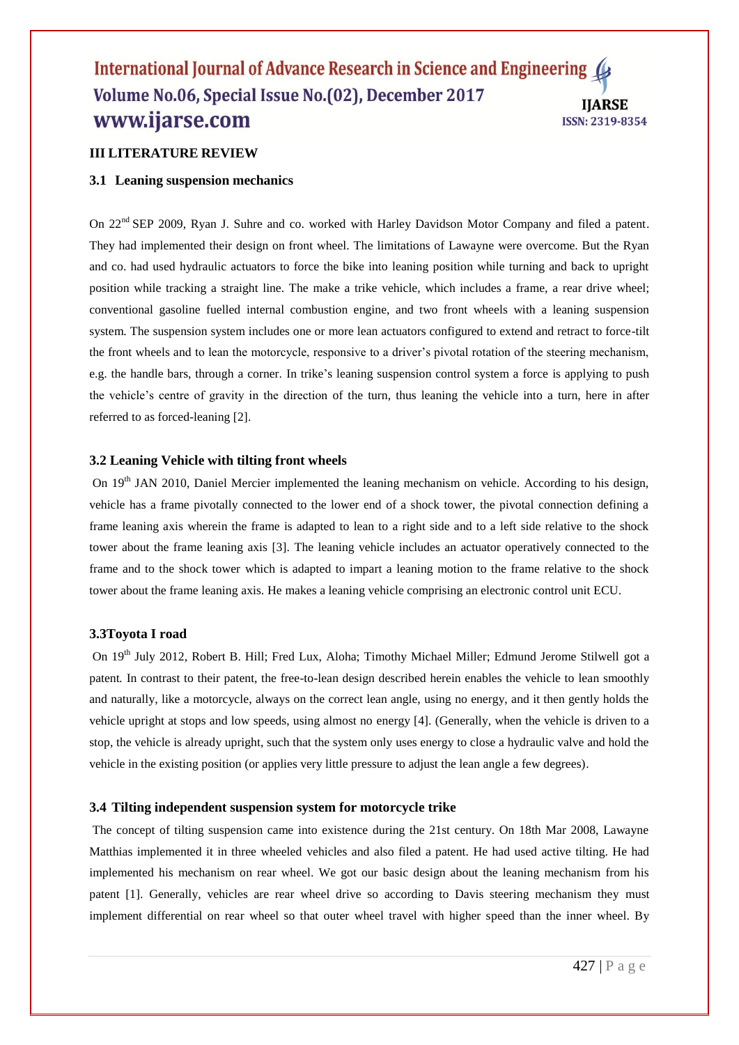## III LITERATURE REVIEW

### 3.1 Leaning suspension mechanics

On 22nd SEP 2009, Ryan J. Suhre and co. worked with Harley Davidson Motor Company and filed a patent. They had implemented their design on front wheel. The limitations of Lawayne were overcome. But the Ryan and co. had used hydraulic actuators to force the bike into leaning position while turning and back to upright position while tracking a straight line. The make a trike vehicle, which includes a frame, a rear drive wheel; conventional gasoline fuelled internal combustion engine, and two front wheels with a leaning suspension system. The suspension system includes one or more lean actuators configured to extend and retract to force-tilt the front wheels and to lean the motorcycle, responsive to a driver's pivotal rotation of the steering mechanism, e.g. the handle bars, through a corner. In trike's leaning suspension control system a force is applying to push the vehicle's centre of gravity in the direction of the turn, thus leaning the vehicle into a turn, here in after referred to as forced-leaning [2].

### 3.2 Leaning Vehicle with tilting front wheels

On 19th JAN 2010, Daniel Mercier implemented the leaning mechanism on vehicle. According to his design, vehicle has a frame pivotally connected to the lower end of a shock tower, the pivotal connection defining a frame leaning axis wherein the frame is adapted to lean to a right side and to a left side relative to the shock tower about the frame leaning axis [3]. The leaning vehicle includes an actuator operatively connected to the frame and to the shock tower which is adapted to impart a leaning motion to the frame relative to the shock tower about the frame leaning axis. He makes a leaning vehicle comprising an electronic control unit ECU.

### 3.3Toyota I road

On 19th July 2012, Robert B. Hill; Fred Lux, Aloha; Timothy Michael Miller; Edmund Jerome Stilwell got a patent. In contrast to their patent, the free-to-lean design described herein enables the vehicle to lean smoothly and naturally, like a motorcycle, always on the correct lean angle, using no energy, and it then gently holds the vehicle upright at stops and low speeds, using almost no energy [4]. (Generally, when the vehicle is driven to a stop, the vehicle is already upright, such that the system only uses energy to close a hydraulic valve and hold the vehicle in the existing position (or applies very little pressure to adjust the lean angle a few degrees).

### 3.4 Tilting independent suspension system for motorcycle trike

The concept of tilting suspension came into existence during the 21st century. On 18th Mar 2008, Lawayne Matthias implemented it in three wheeled vehicles and also filed a patent. He had used active tilting. He had implemented his mechanism on rear wheel. We got our basic design about the leaning mechanism from his patent [1]. Generally, vehicles are rear wheel drive so according to Davis steering mechanism they must implement differential on rear wheel so that outer wheel travel with higher speed than the inner wheel. By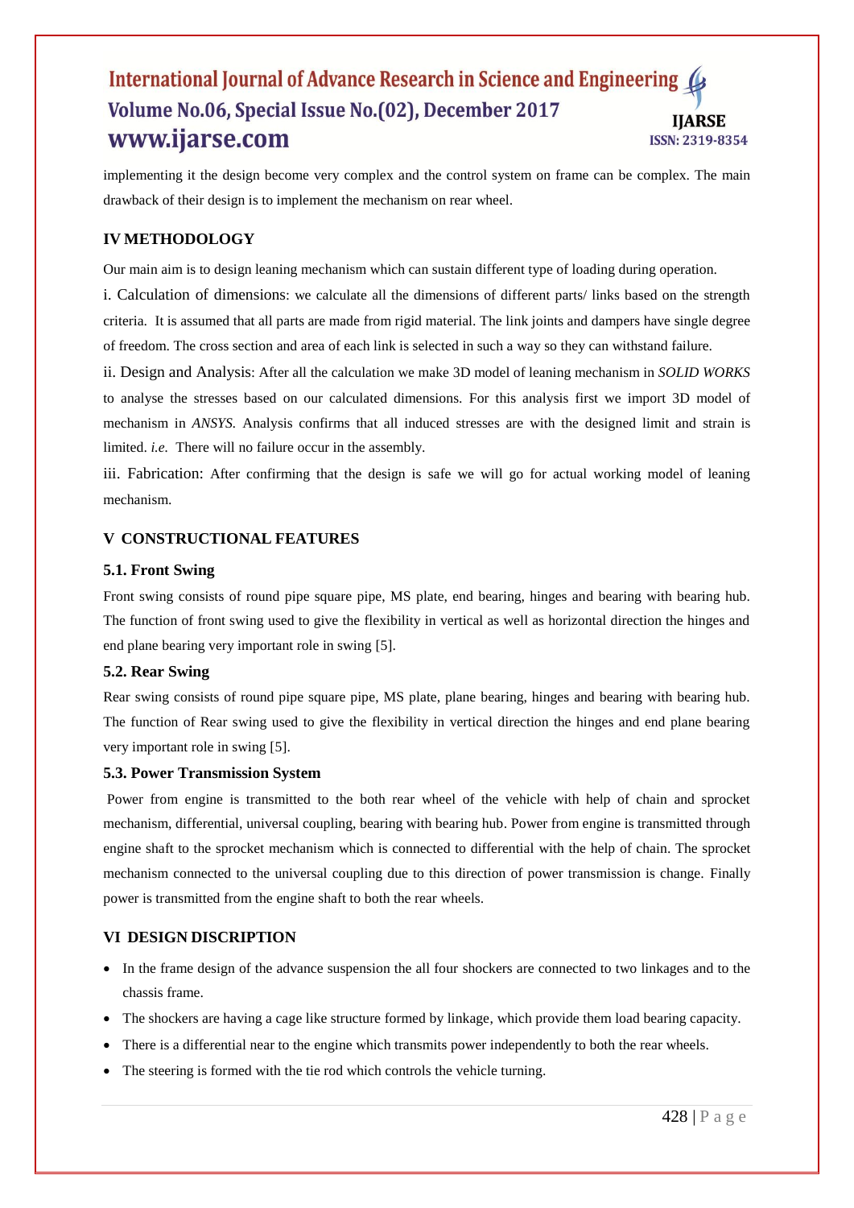implementing it the design become very complex and the control system on frame can be complex. The main drawback of their design is to implement the mechanism on rear wheel.

## IV METHODOLOGY

Our main aim is to design leaning mechanism which can sustain different type of loading during operation.

i. Calculation of dimensions: we calculate all the dimensions of different parts/ links based on the strength criteria. It is assumed that all parts are made from rigid material. The link joints and dampers have single degree of freedom. The cross section and area of each link is selected in such a way so they can withstand failure.

ii. Design and Analysis: After all the calculation we make 3D model of leaning mechanism in *SOLID WORKS* to analyse the stresses based on our calculated dimensions. For this analysis first we import 3D model of mechanism in *ANSYS.* Analysis confirms that all induced stresses are with the designed limit and strain is limited. *i.e.* There will no failure occur in the assembly.

iii. Fabrication: After confirming that the design is safe we will go for actual working model of leaning mechanism.

## V CONSTRUCTIONAL FEATURES

### 5.1. Front Swing

Front swing consists of round pipe square pipe, MS plate, end bearing, hinges and bearing with bearing hub. The function of front swing used to give the flexibility in vertical as well as horizontal direction the hinges and end plane bearing very important role in swing [5].

### 5.2. Rear Swing

Rear swing consists of round pipe square pipe, MS plate, plane bearing, hinges and bearing with bearing hub. The function of Rear swing used to give the flexibility in vertical direction the hinges and end plane bearing very important role in swing [5].

### 5.3. Power Transmission System

Power from engine is transmitted to the both rear wheel of the vehicle with help of chain and sprocket mechanism, differential, universal coupling, bearing with bearing hub. Power from engine is transmitted through engine shaft to the sprocket mechanism which is connected to differential with the help of chain. The sprocket mechanism connected to the universal coupling due to this direction of power transmission is change. Finally power is transmitted from the engine shaft to both the rear wheels.

## VI DESIGN DISCRIPTION

- In the frame design of the advance suspension the all four shockers are connected to two linkages and to the chassis frame.
- The shockers are having a cage like structure formed by linkage, which provide them load bearing capacity.
- There is a differential near to the engine which transmits power independently to both the rear wheels.
- The steering is formed with the tie rod which controls the vehicle turning.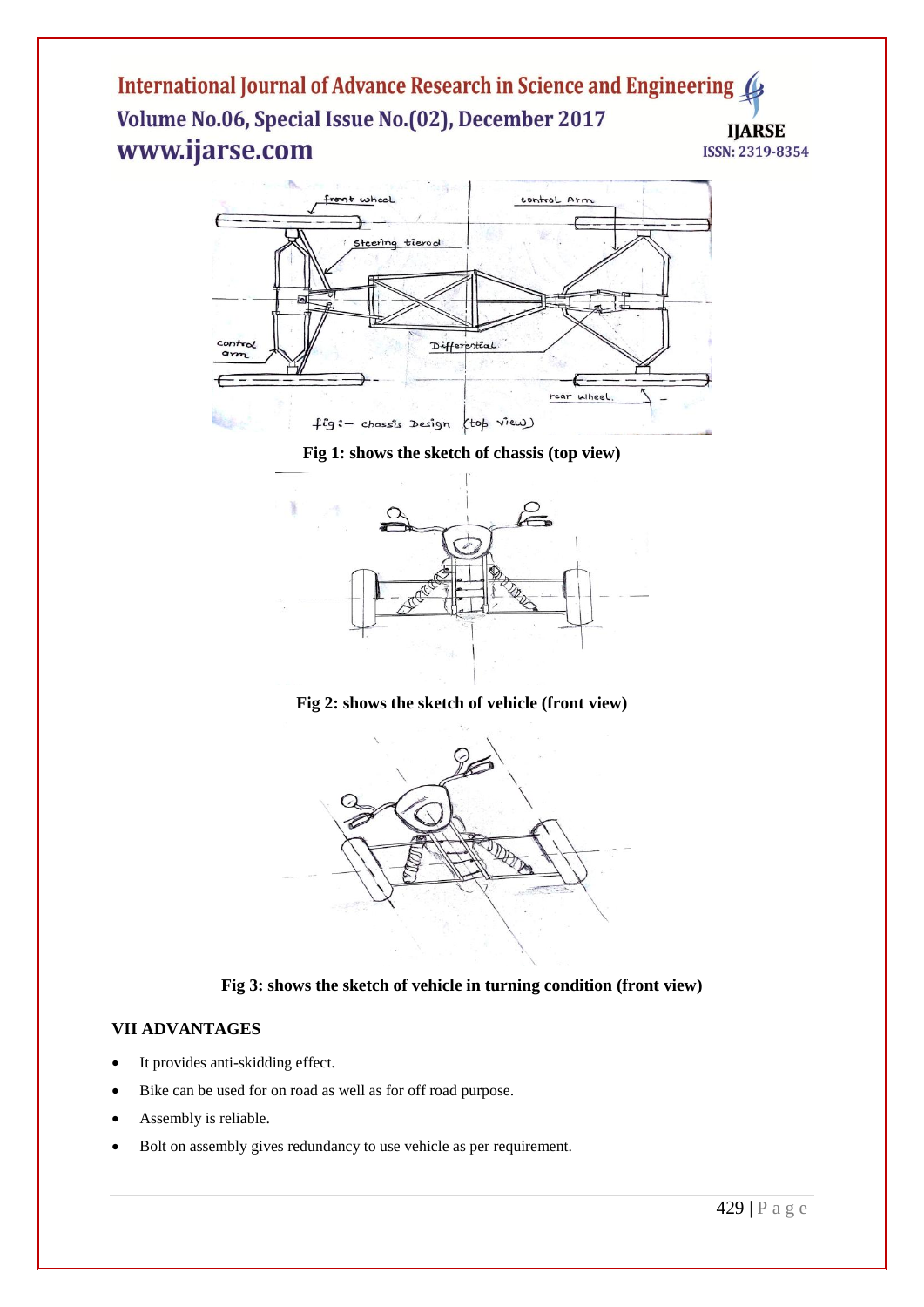Fig 1: shows the sketch of chassis (top view)

Fig 2: shows the sketch of vehicle (front view)

Fig 3: shows the sketch of vehicle in turning condition (front view)

## VII ADVANTAGES

- It provides anti-skidding effect.
- Bike can be used for on road as well as for off road purpose.
- Assembly is reliable.
- Bolt on assembly gives redundancy to use vehicle as per requirement.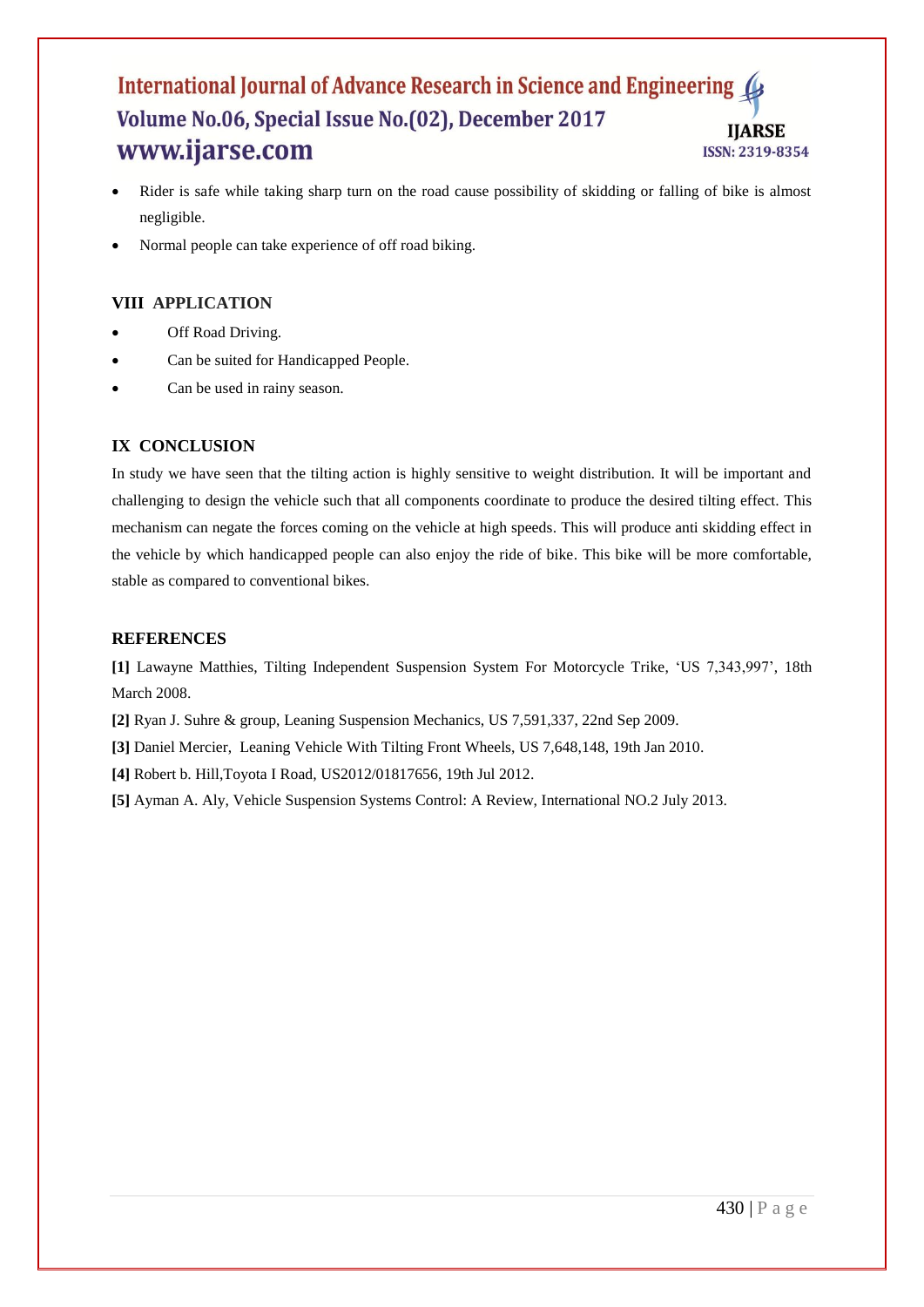- Rider is safe while taking sharp turn on the road cause possibility of skidding or falling of bike is almost negligible.
- Normal people can take experience of off road biking.

## VIII APPLICATION

- Off Road Driving.
- Can be suited for Handicapped People.
- Can be used in rainy season.

## IX CONCLUSION

In study we have seen that the tilting action is highly sensitive to weight distribution. It will be important and challenging to design the vehicle such that all components coordinate to produce the desired tilting effect. This mechanism can negate the forces coming on the vehicle at high speeds. This will produce anti skidding effect in the vehicle by which handicapped people can also enjoy the ride of bike. This bike will be more comfortable, stable as compared to conventional bikes.

## REFERENCES

**[1]** Lawayne Matthies, Tilting Independent Suspension System For Motorcycle Trike, 'US 7,343,997', 18th March 2008.

**[2]** Ryan J. Suhre & group, Leaning Suspension Mechanics, US 7,591,337, 22nd Sep 2009.

**[3]** Daniel Mercier, Leaning Vehicle With Tilting Front Wheels, US 7,648,148, 19th Jan 2010.

**[4]** Robert b. Hill,Toyota I Road, US2012/01817656, 19th Jul 2012.

**[5]** Ayman A. Aly, Vehicle Suspension Systems Control: A Review, International NO.2 July 2013.